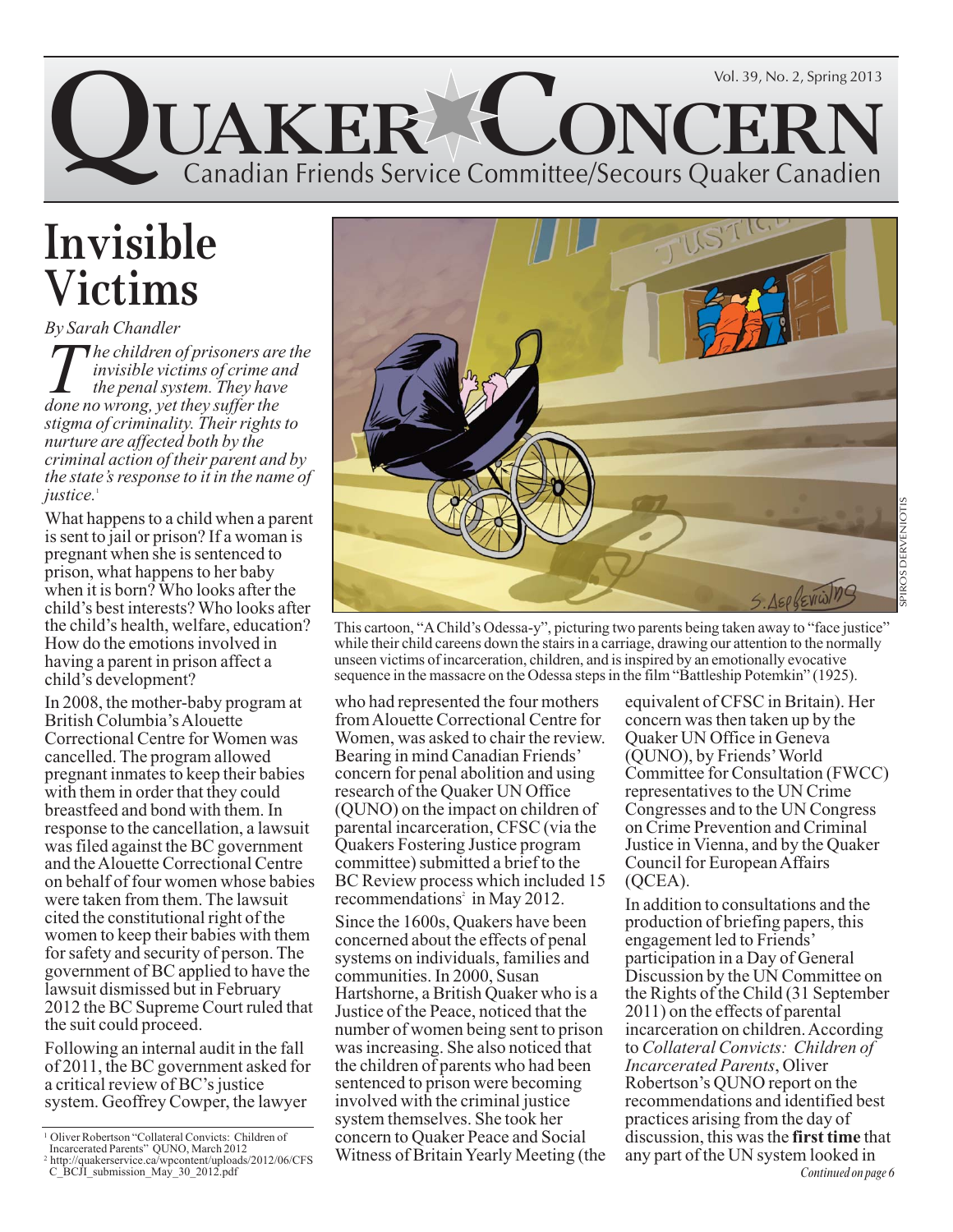# QUAKER CONCERN

Canadian Friends Service Committee/Secours Quaker Canadien

Vol. 39, No. 2, Spring 2013

# Invisible Victims

*By Sarah Chandler*

*The children of prisoners are the invisible victims of crime and the penal system. They have done no wrong, yet they suffer the stigma of criminality. Their rights to nurture are affected both by the criminal action of their parent and by the state's response to it in the name of justice.*[1]

What happens to a child when a parent is sent to jail or prison? If a woman is pregnant when she is sentenced to prison, what happens to her baby when it is born? Who looks after the child's best interests? Who looks after the child's health, welfare, education? How do the emotions involved in having a parent in prison affect a child's development?

In 2008, the mother-baby program at British Columbia's Alouette Correctional Centre for Women was cancelled. The program allowed pregnant inmates to keep their babies with them in order that they could breastfeed and bond with them. In response to the cancellation, a lawsuit was filed against the BC government and the Alouette Correctional Centre on behalf of four women whose babies were taken from them. The lawsuit cited the constitutional right of the women to keep their babies with them for safety and security of person. The government of BC applied to have the lawsuit dismissed but in February 2012 the BC Supreme Court ruled that the suit could proceed.

Following an internal audit in the fall of 2011, the BC government asked for a critical review of BC's justice system. Geoffrey Cowper, the lawyer who had represented the four mothers from Alouette Correctional Centre for Women, was asked to chair the review. Bearing in mind Canadian Friends' concern for penal abolition and using research of the Quaker UN Office (QUNO) on the impact on children of parental incarceration, CFSC (via the Quakers Fostering Justice program committee) submitted a brief to the BC Review process which included 15 recommendations[2] in May 2012.

Since the 1600s, Quakers have been concerned about the effects of penal systems on individuals, families and communities. In 2000, Susan Hartshorne, a British Quaker who is a Justice of the Peace, noticed that the number of women being sent to prison was increasing. She also noticed that the children of parents who had been sentenced to prison were becoming involved with the criminal justice system themselves. She took her concern to Quaker Peace and Social Witness of Britain Yearly Meeting (the equivalent of CFSC in Britain). Her concern was then taken up by the Quaker UN Office in Geneva (QUNO), by Friends' World Committee for Consultation (FWCC) representatives to the UN Crime Congresses and to the UN Congress on Crime Prevention and Criminal Justice in Vienna, and by the Quaker Council for European Affairs (QCEA).

In addition to consultations and the production of briefing papers, this engagement led to Friends' participation in a Day of General Discussion by the UN Committee on the Rights of the Child (31 September 2011) on the effects of parental incarceration on children. According to *Collateral Convicts: Children of Incarcerated Parents*, Oliver Robertson's QUNO report on the recommendations and identified best practices arising from the day of discussion, this was the **first time** that any part of the UN system looked in

*Continued on page 6*

This cartoon, "A Child's Odessa-y", picturing two parents being taken away to "face justice" while their child careens down the stairs in a carriage, drawing our attention to the normally unseen victims of incarceration, children, and is inspired by an emotionally evocative sequence in the massacre on the Odessa steps in the film "Battleship Potemkin" (1925).

SPIROS DERVENIOTIS

---

[1] Oliver Robertson "Collateral Convicts: Children of Incarcerated Parents" QUNO, March 2012

[2] http://quakerservice.ca/wpcontent/uploads/2012/06/CFSC_BCJI_submission_May_30_2012.pdf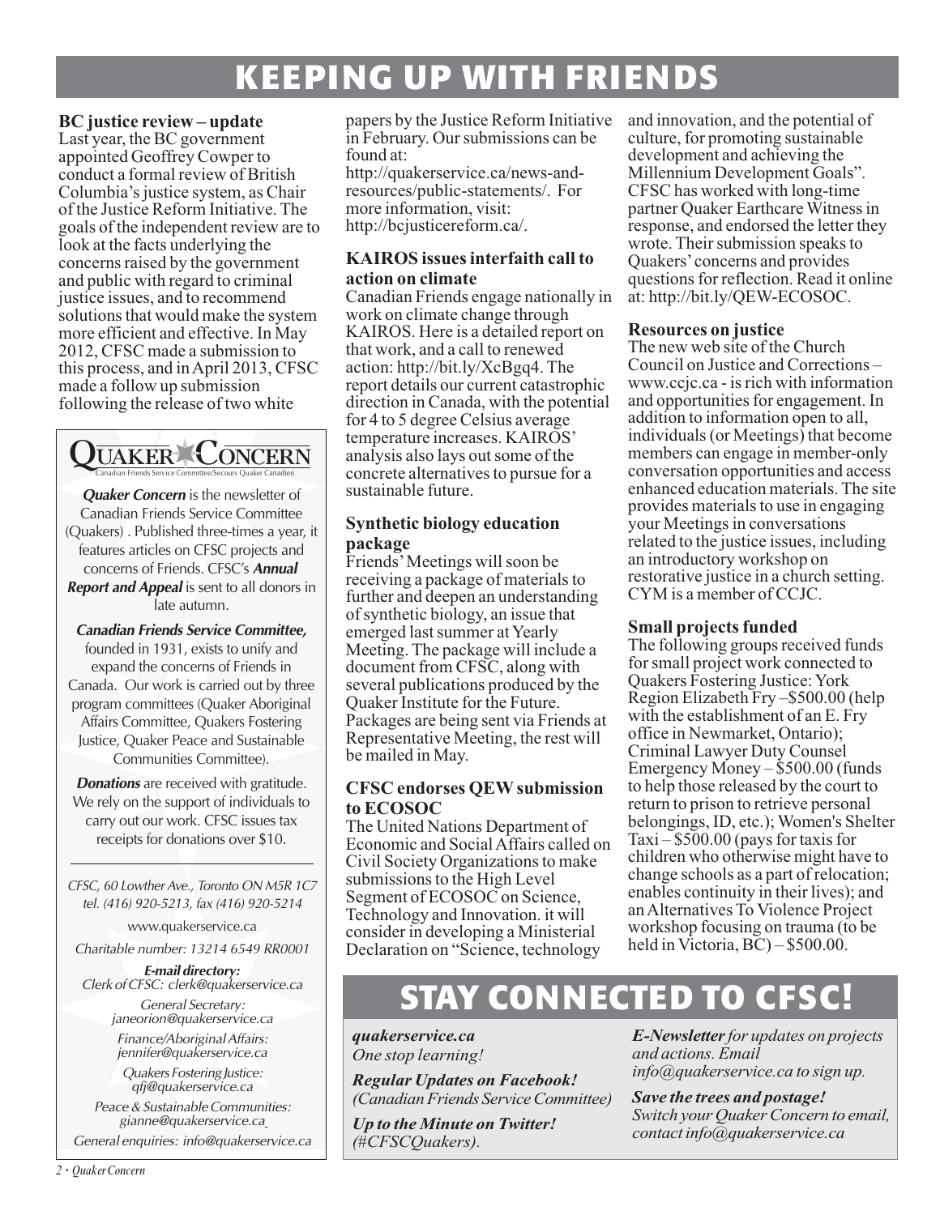# KEEPING UP WITH FRIENDS

### BC justice review – update

Last year, the BC government appointed Geoffrey Cowper to conduct a formal review of British Columbia's justice system, as Chair of the Justice Reform Initiative. The goals of the independent review are to look at the facts underlying the concerns raised by the government and public with regard to criminal justice issues, and to recommend solutions that would make the system more efficient and effective. In May 2012, CFSC made a submission to this process, and in April 2013, CFSC made a follow up submission following the release of two white papers by the Justice Reform Initiative in February. Our submissions can be found at: http://quakerservice.ca/news-and-resources/public-statements/. For more information, visit: http://bcjusticereform.ca/.

### KAIROS issues interfaith call to action on climate

Canadian Friends engage nationally in work on climate change through KAIROS. Here is a detailed report on that work, and a call to renewed action: http://bit.ly/XcBgq4. The report details our current catastrophic direction in Canada, with the potential for 4 to 5 degree Celsius average temperature increases. KAIROS' analysis also lays out some of the concrete alternatives to pursue for a sustainable future.

### Synthetic biology education package

Friends' Meetings will soon be receiving a package of materials to further and deepen an understanding of synthetic biology, an issue that emerged last summer at Yearly Meeting. The package will include a document from CFSC, along with several publications produced by the Quaker Institute for the Future. Packages are being sent via Friends at Representative Meeting, the rest will be mailed in May.

### CFSC endorses QEW submission to ECOSOC

The United Nations Department of Economic and Social Affairs called on Civil Society Organizations to make submissions to the High Level Segment of ECOSOC on Science, Technology and Innovation. it will consider in developing a Ministerial Declaration on "Science, technology and innovation, and the potential of culture, for promoting sustainable development and achieving the Millennium Development Goals". CFSC has worked with long-time partner Quaker Earthcare Witness in response, and endorsed the letter they wrote. Their submission speaks to Quakers' concerns and provides questions for reflection. Read it online at: http://bit.ly/QEW-ECOSOC.

### Resources on justice

The new web site of the Church Council on Justice and Corrections – www.ccjc.ca - is rich with information and opportunities for engagement. In addition to information open to all, individuals (or Meetings) that become members can engage in member-only conversation opportunities and access enhanced education materials. The site provides materials to use in engaging your Meetings in conversations related to the justice issues, including an introductory workshop on restorative justice in a church setting. CYM is a member of CCJC.

### Small projects funded

The following groups received funds for small project work connected to Quakers Fostering Justice: York Region Elizabeth Fry –$500.00 (help with the establishment of an E. Fry office in Newmarket, Ontario); Criminal Lawyer Duty Counsel Emergency Money – $500.00 (funds to help those released by the court to return to prison to retrieve personal belongings, ID, etc.); Women's Shelter Taxi – $500.00 (pays for taxis for children who otherwise might have to change schools as a part of relocation; enables continuity in their lives); and an Alternatives To Violence Project workshop focusing on trauma (to be held in Victoria, BC) – $500.00.

---

**QUAKER CONCERN**
Canadian Friends Service Committee/Secours Quaker Canadien

***Quaker Concern*** is the newsletter of Canadian Friends Service Committee (Quakers) . Published three-times a year, it features articles on CFSC projects and concerns of Friends. CFSC's ***Annual Report and Appeal*** is sent to all donors in late autumn.

***Canadian Friends Service Committee,*** founded in 1931, exists to unify and expand the concerns of Friends in Canada. Our work is carried out by three program committees (Quaker Aboriginal Affairs Committee, Quakers Fostering Justice, Quaker Peace and Sustainable Communities Committee).

***Donations*** are received with gratitude. We rely on the support of individuals to carry out our work. CFSC issues tax receipts for donations over $10.

*CFSC, 60 Lowther Ave., Toronto ON M5R 1C7*
*tel. (416) 920-5213, fax (416) 920-5214*

www.quakerservice.ca

*Charitable number: 13214 6549 RR0001*

***E-mail directory:***
*Clerk of CFSC: clerk@quakerservice.ca*
*General Secretary: janeorion@quakerservice.ca*
*Finance/Aboriginal Affairs: jennifer@quakerservice.ca*
*Quakers Fostering Justice: qfj@quakerservice.ca*
*Peace & Sustainable Communities: gianne@quakerservice.ca*
*General enquiries: info@quakerservice.ca*

---

# STAY CONNECTED TO CFSC!

***quakerservice.ca***
*One stop learning!*

***Regular Updates on Facebook!***
*(Canadian Friends Service Committee)*

***Up to the Minute on Twitter!***
*(#CFSCQuakers).*

***E-Newsletter*** *for updates on projects and actions. Email info@quakerservice.ca to sign up.*

***Save the trees and postage!***
*Switch your Quaker Concern to email, contact info@quakerservice.ca*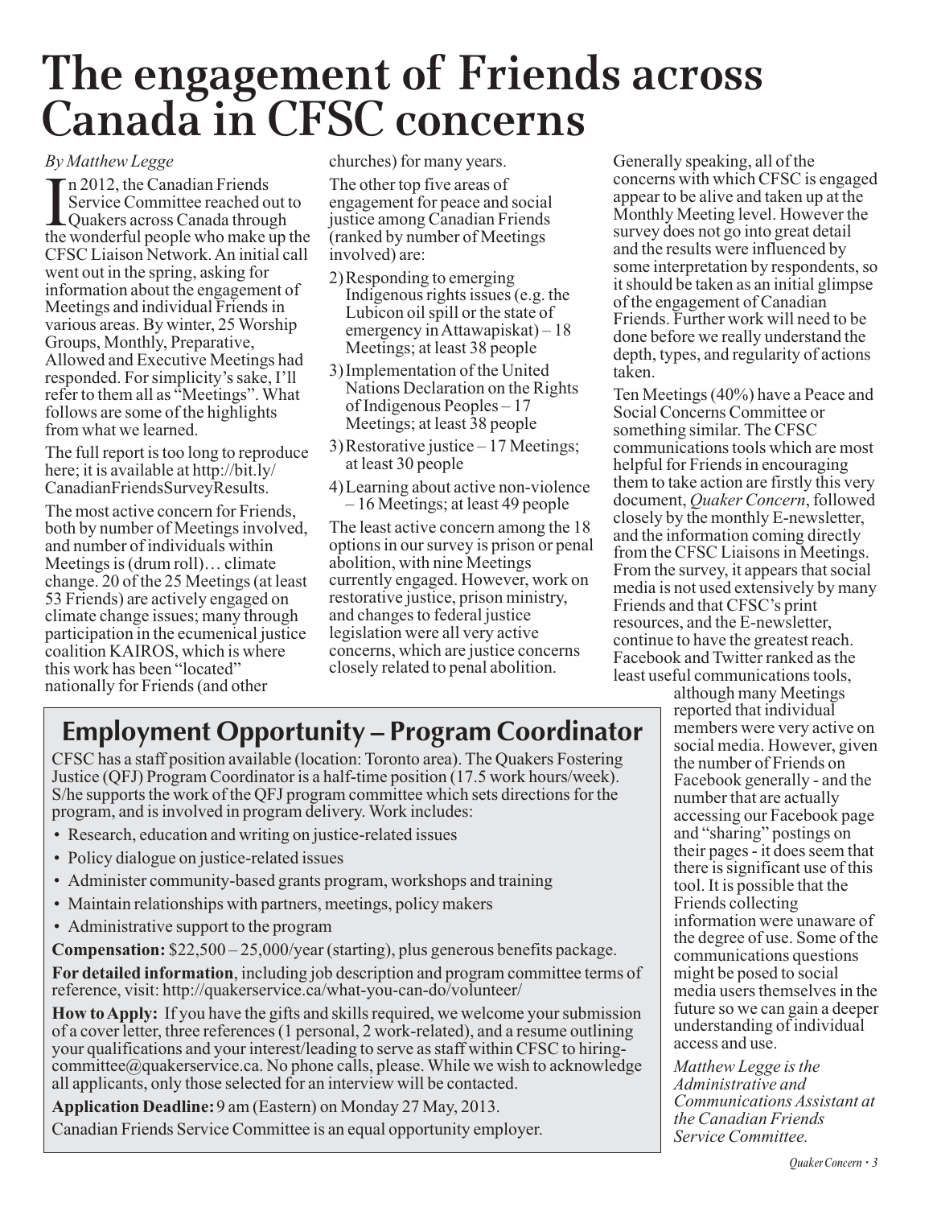# The engagement of Friends across Canada in CFSC concerns

*By Matthew Legge*

In 2012, the Canadian Friends Service Committee reached out to Quakers across Canada through the wonderful people who make up the CFSC Liaison Network. An initial call went out in the spring, asking for information about the engagement of Meetings and individual Friends in various areas. By winter, 25 Worship Groups, Monthly, Preparative, Allowed and Executive Meetings had responded. For simplicity's sake, I'll refer to them all as "Meetings". What follows are some of the highlights from what we learned.

The full report is too long to reproduce here; it is available at http://bit.ly/CanadianFriendsSurveyResults.

The most active concern for Friends, both by number of Meetings involved, and number of individuals within Meetings is (drum roll)… climate change. 20 of the 25 Meetings (at least 53 Friends) are actively engaged on climate change issues; many through participation in the ecumenical justice coalition KAIROS, which is where this work has been "located" nationally for Friends (and other churches) for many years.

The other top five areas of engagement for peace and social justice among Canadian Friends (ranked by number of Meetings involved) are:

2) Responding to emerging Indigenous rights issues (e.g. the Lubicon oil spill or the state of emergency in Attawapiskat) – 18 Meetings; at least 38 people
3) Implementation of the United Nations Declaration on the Rights of Indigenous Peoples – 17 Meetings; at least 38 people
3) Restorative justice – 17 Meetings; at least 30 people
4) Learning about active non-violence – 16 Meetings; at least 49 people

The least active concern among the 18 options in our survey is prison or penal abolition, with nine Meetings currently engaged. However, work on restorative justice, prison ministry, and changes to federal justice legislation were all very active concerns, which are justice concerns closely related to penal abolition.

Generally speaking, all of the concerns with which CFSC is engaged appear to be alive and taken up at the Monthly Meeting level. However the survey does not go into great detail and the results were influenced by some interpretation by respondents, so it should be taken as an initial glimpse of the engagement of Canadian Friends. Further work will need to be done before we really understand the depth, types, and regularity of actions taken.

Ten Meetings (40%) have a Peace and Social Concerns Committee or something similar. The CFSC communications tools which are most helpful for Friends in encouraging them to take action are firstly this very document, *Quaker Concern*, followed closely by the monthly E-newsletter, and the information coming directly from the CFSC Liaisons in Meetings. From the survey, it appears that social media is not used extensively by many Friends and that CFSC's print resources, and the E-newsletter, continue to have the greatest reach. Facebook and Twitter ranked as the least useful communications tools, although many Meetings reported that individual members were very active on social media. However, given the number of Friends on Facebook generally - and the number that are actually accessing our Facebook page and "sharing" postings on their pages - it does seem that there is significant use of this tool. It is possible that the Friends collecting information were unaware of the degree of use. Some of the communications questions might be posed to social media users themselves in the future so we can gain a deeper understanding of individual access and use.

*Matthew Legge is the Administrative and Communications Assistant at the Canadian Friends Service Committee.*

## Employment Opportunity – Program Coordinator

CFSC has a staff position available (location: Toronto area). The Quakers Fostering Justice (QFJ) Program Coordinator is a half-time position (17.5 work hours/week). S/he supports the work of the QFJ program committee which sets directions for the program, and is involved in program delivery. Work includes:

- Research, education and writing on justice-related issues
- Policy dialogue on justice-related issues
- Administer community-based grants program, workshops and training
- Maintain relationships with partners, meetings, policy makers
- Administrative support to the program

**Compensation:** $22,500 – 25,000/year (starting), plus generous benefits package.

**For detailed information**, including job description and program committee terms of reference, visit: http://quakerservice.ca/what-you-can-do/volunteer/

**How to Apply:** If you have the gifts and skills required, we welcome your submission of a cover letter, three references (1 personal, 2 work-related), and a resume outlining your qualifications and your interest/leading to serve as staff within CFSC to hiring-committee@quakerservice.ca. No phone calls, please. While we wish to acknowledge all applicants, only those selected for an interview will be contacted.

**Application Deadline:** 9 am (Eastern) on Monday 27 May, 2013.

Canadian Friends Service Committee is an equal opportunity employer.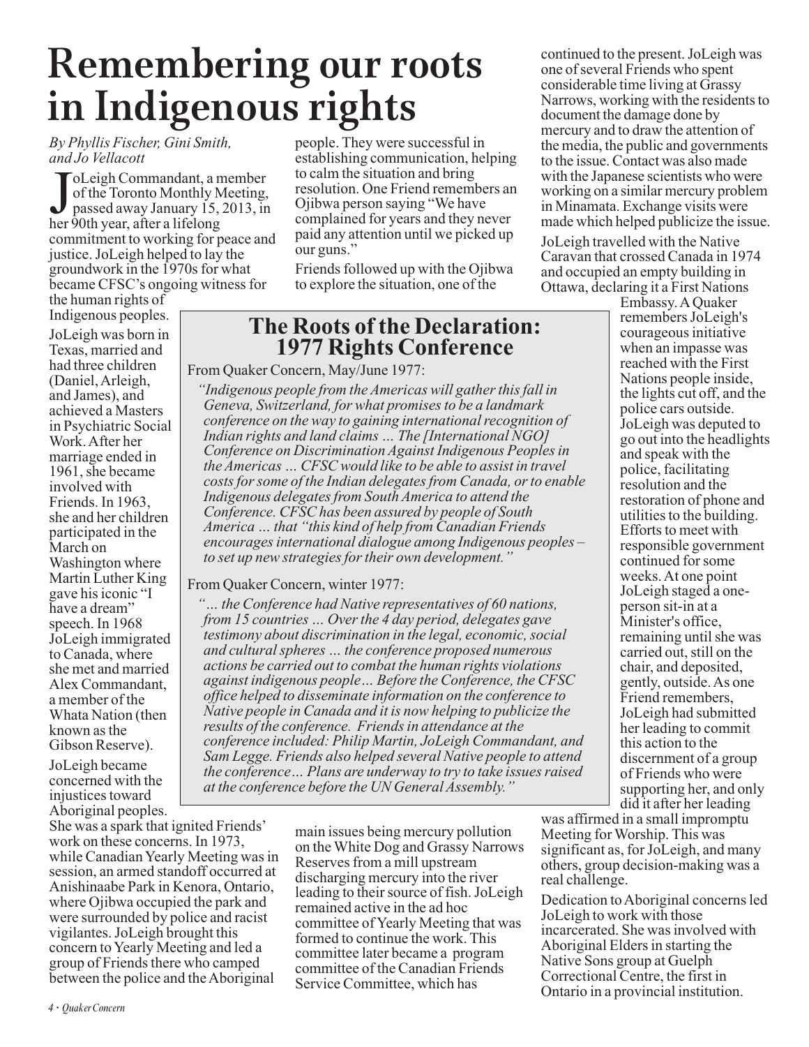# Remembering our roots in Indigenous rights

*By Phyllis Fischer, Gini Smith, and Jo Vellacott*

JoLeigh Commandant, a member of the Toronto Monthly Meeting, passed away January 15, 2013, in her 90th year, after a lifelong commitment to working for peace and justice. JoLeigh helped to lay the groundwork in the 1970s for what became CFSC's ongoing witness for the human rights of Indigenous peoples.

JoLeigh was born in Texas, married and had three children (Daniel, Arleigh, and James), and achieved a Masters in Psychiatric Social Work. After her marriage ended in 1961, she became involved with Friends. In 1963, she and her children participated in the March on Washington where Martin Luther King gave his iconic "I have a dream" speech. In 1968 JoLeigh immigrated to Canada, where she met and married Alex Commandant, a member of the Whata Nation (then known as the Gibson Reserve).

JoLeigh became concerned with the injustices toward Aboriginal peoples. She was a spark that ignited Friends' work on these concerns. In 1973, while Canadian Yearly Meeting was in session, an armed standoff occurred at Anishinaabe Park in Kenora, Ontario, where Ojibwa occupied the park and were surrounded by police and racist vigilantes. JoLeigh brought this concern to Yearly Meeting and led a group of Friends there who camped between the police and the Aboriginal people. They were successful in establishing communication, helping to calm the situation and bring resolution. One Friend remembers an Ojibwa person saying "We have complained for years and they never paid any attention until we picked up our guns."

Friends followed up with the Ojibwa to explore the situation, one of the main issues being mercury pollution on the White Dog and Grassy Narrows Reserves from a mill upstream discharging mercury into the river leading to their source of fish. JoLeigh remained active in the ad hoc committee of Yearly Meeting that was formed to continue the work. This committee later became a program committee of the Canadian Friends Service Committee, which has continued to the present. JoLeigh was one of several Friends who spent considerable time living at Grassy Narrows, working with the residents to document the damage done by mercury and to draw the attention of the media, the public and governments to the issue. Contact was also made with the Japanese scientists who were working on a similar mercury problem in Minamata. Exchange visits were made which helped publicize the issue.

JoLeigh travelled with the Native Caravan that crossed Canada in 1974 and occupied an empty building in Ottawa, declaring it a First Nations Embassy. A Quaker remembers JoLeigh's courageous initiative when an impasse was reached with the First Nations people inside, the lights cut off, and the police cars outside. JoLeigh was deputed to go out into the headlights and speak with the police, facilitating resolution and the restoration of phone and utilities to the building. Efforts to meet with responsible government continued for some weeks. At one point JoLeigh staged a one-person sit-in at a Minister's office, remaining until she was carried out, still on the chair, and deposited, gently, outside. As one Friend remembers, JoLeigh had submitted her leading to commit this action to the discernment of a group of Friends who were supporting her, and only did it after her leading was affirmed in a small impromptu Meeting for Worship. This was significant as, for JoLeigh, and many others, group decision-making was a real challenge.

Dedication to Aboriginal concerns led JoLeigh to work with those incarcerated. She was involved with Aboriginal Elders in starting the Native Sons group at Guelph Correctional Centre, the first in Ontario in a provincial institution.

## The Roots of the Declaration: 1977 Rights Conference

From Quaker Concern, May/June 1977:

*"Indigenous people from the Americas will gather this fall in Geneva, Switzerland, for what promises to be a landmark conference on the way to gaining international recognition of Indian rights and land claims … The [International NGO] Conference on Discrimination Against Indigenous Peoples in the Americas … CFSC would like to be able to assist in travel costs for some of the Indian delegates from Canada, or to enable Indigenous delegates from South America to attend the Conference. CFSC has been assured by people of South America … that "this kind of help from Canadian Friends encourages international dialogue among Indigenous peoples – to set up new strategies for their own development."*

From Quaker Concern, winter 1977:

*"… the Conference had Native representatives of 60 nations, from 15 countries … Over the 4 day period, delegates gave testimony about discrimination in the legal, economic, social and cultural spheres … the conference proposed numerous actions be carried out to combat the human rights violations against indigenous people… Before the Conference, the CFSC office helped to disseminate information on the conference to Native people in Canada and it is now helping to publicize the results of the conference. Friends in attendance at the conference included: Philip Martin, JoLeigh Commandant, and Sam Legge. Friends also helped several Native people to attend the conference… Plans are underway to try to take issues raised at the conference before the UN General Assembly."*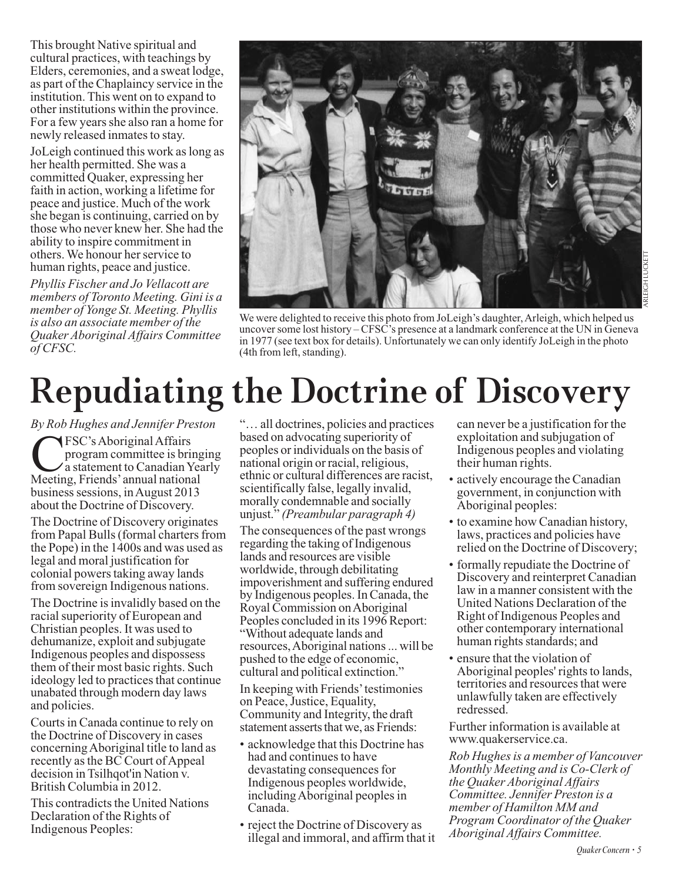This brought Native spiritual and cultural practices, with teachings by Elders, ceremonies, and a sweat lodge, as part of the Chaplaincy service in the institution. This went on to expand to other institutions within the province. For a few years she also ran a home for newly released inmates to stay.

JoLeigh continued this work as long as her health permitted. She was a committed Quaker, expressing her faith in action, working a lifetime for peace and justice. Much of the work she began is continuing, carried on by those who never knew her. She had the ability to inspire commitment in others. We honour her service to human rights, peace and justice.

*Phyllis Fischer and Jo Vellacott are members of Toronto Meeting. Gini is a member of Yonge St. Meeting. Phyllis is also an associate member of the Quaker Aboriginal Affairs Committee of CFSC.*

ARLEIGH LUCKETT

We were delighted to receive this photo from JoLeigh's daughter, Arleigh, which helped us uncover some lost history – CFSC's presence at a landmark conference at the UN in Geneva in 1977 (see text box for details). Unfortunately we can only identify JoLeigh in the photo (4th from left, standing).

# Repudiating the Doctrine of Discovery

*By Rob Hughes and Jennifer Preston*

CFSC's Aboriginal Affairs program committee is bringing a statement to Canadian Yearly Meeting, Friends' annual national business sessions, in August 2013 about the Doctrine of Discovery.

The Doctrine of Discovery originates from Papal Bulls (formal charters from the Pope) in the 1400s and was used as legal and moral justification for colonial powers taking away lands from sovereign Indigenous nations.

The Doctrine is invalidly based on the racial superiority of European and Christian peoples. It was used to dehumanize, exploit and subjugate Indigenous peoples and dispossess them of their most basic rights. Such ideology led to practices that continue unabated through modern day laws and policies.

Courts in Canada continue to rely on the Doctrine of Discovery in cases concerning Aboriginal title to land as recently as the BC Court of Appeal decision in Tsilhqot'in Nation v. British Columbia in 2012.

This contradicts the United Nations Declaration of the Rights of Indigenous Peoples:

"… all doctrines, policies and practices based on advocating superiority of peoples or individuals on the basis of national origin or racial, religious, ethnic or cultural differences are racist, scientifically false, legally invalid, morally condemnable and socially unjust." *(Preambular paragraph 4)*

The consequences of the past wrongs regarding the taking of Indigenous lands and resources are visible worldwide, through debilitating impoverishment and suffering endured by Indigenous peoples. In Canada, the Royal Commission on Aboriginal Peoples concluded in its 1996 Report: "Without adequate lands and resources, Aboriginal nations ... will be pushed to the edge of economic, cultural and political extinction."

In keeping with Friends' testimonies on Peace, Justice, Equality, Community and Integrity, the draft statement asserts that we, as Friends:

- acknowledge that this Doctrine has had and continues to have devastating consequences for Indigenous peoples worldwide, including Aboriginal peoples in Canada.
- reject the Doctrine of Discovery as illegal and immoral, and affirm that it can never be a justification for the exploitation and subjugation of Indigenous peoples and violating their human rights.
- actively encourage the Canadian government, in conjunction with Aboriginal peoples:
- to examine how Canadian history, laws, practices and policies have relied on the Doctrine of Discovery;
- formally repudiate the Doctrine of Discovery and reinterpret Canadian law in a manner consistent with the United Nations Declaration of the Right of Indigenous Peoples and other contemporary international human rights standards; and
- ensure that the violation of Aboriginal peoples' rights to lands, territories and resources that were unlawfully taken are effectively redressed.

Further information is available at www.quakerservice.ca.

*Rob Hughes is a member of Vancouver Monthly Meeting and is Co-Clerk of the Quaker Aboriginal Affairs Committee. Jennifer Preston is a member of Hamilton MM and Program Coordinator of the Quaker Aboriginal Affairs Committee.*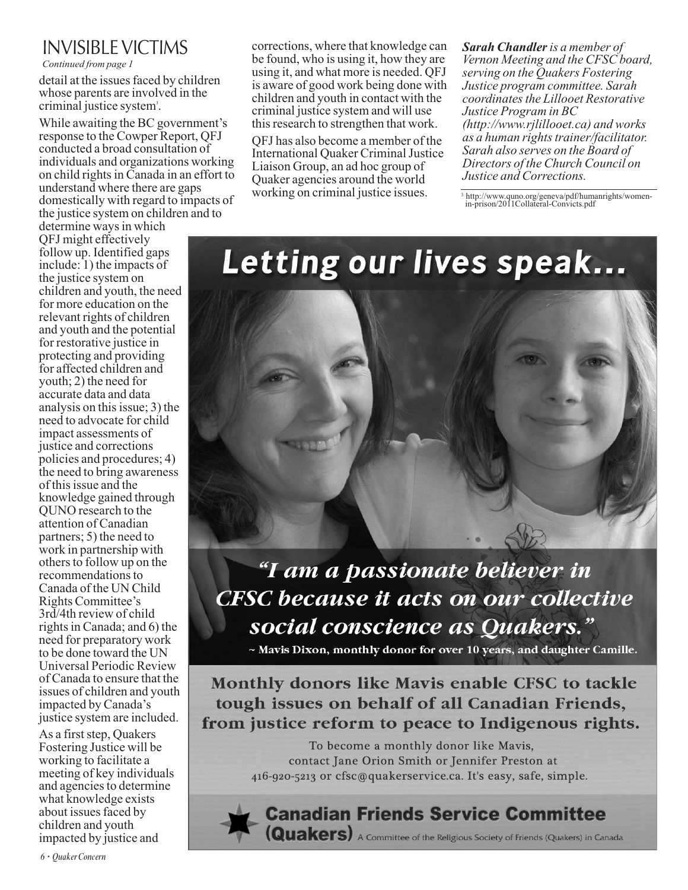## INVISIBLE VICTIMS

*Continued from page 1*

detail at the issues faced by children whose parents are involved in the criminal justice system[3].

While awaiting the BC government's response to the Cowper Report, QFJ conducted a broad consultation of individuals and organizations working on child rights in Canada in an effort to understand where there are gaps domestically with regard to impacts of the justice system on children and to determine ways in which QFJ might effectively follow up. Identified gaps include: 1) the impacts of the justice system on children and youth, the need for more education on the relevant rights of children and youth and the potential for restorative justice in protecting and providing for affected children and youth; 2) the need for accurate data and data analysis on this issue; 3) the need to advocate for child impact assessments of justice and corrections policies and procedures; 4) the need to bring awareness of this issue and the knowledge gained through QUNO research to the attention of Canadian partners; 5) the need to work in partnership with others to follow up on the recommendations to Canada of the UN Child Rights Committee's 3rd/4th review of child rights in Canada; and 6) the need for preparatory work to be done toward the UN Universal Periodic Review of Canada to ensure that the issues of children and youth impacted by Canada's justice system are included.

As a first step, Quakers Fostering Justice will be working to facilitate a meeting of key individuals and agencies to determine what knowledge exists about issues faced by children and youth impacted by justice and corrections, where that knowledge can be found, who is using it, how they are using it, and what more is needed. QFJ is aware of good work being done with children and youth in contact with the criminal justice system and will use this research to strengthen that work.

QFJ has also become a member of the International Quaker Criminal Justice Liaison Group, an ad hoc group of Quaker agencies around the world working on criminal justice issues.

***Sarah Chandler** is a member of Vernon Meeting and the CFSC board, serving on the Quakers Fostering Justice program committee. Sarah coordinates the Lillooet Restorative Justice Program in BC (http://www.rjlillooet.ca) and works as a human rights trainer/facilitator. Sarah also serves on the Board of Directors of the Church Council on Justice and Corrections.*

[3] http://www.quno.org/geneva/pdf/humanrights/women-in-prison/2011Collateral-Convicts.pdf

---

# Letting our lives speak...

*"I am a passionate believer in CFSC because it acts on our collective social conscience as Quakers."*

~ Mavis Dixon, monthly donor for over 10 years, and daughter Camille.

**Monthly donors like Mavis enable CFSC to tackle tough issues on behalf of all Canadian Friends, from justice reform to peace to Indigenous rights.**

To become a monthly donor like Mavis, contact Jane Orion Smith or Jennifer Preston at 416-920-5213 or cfsc@quakerservice.ca. It's easy, safe, simple.

**Canadian Friends Service Committee (Quakers)** A Committee of the Religious Society of Friends (Quakers) in Canada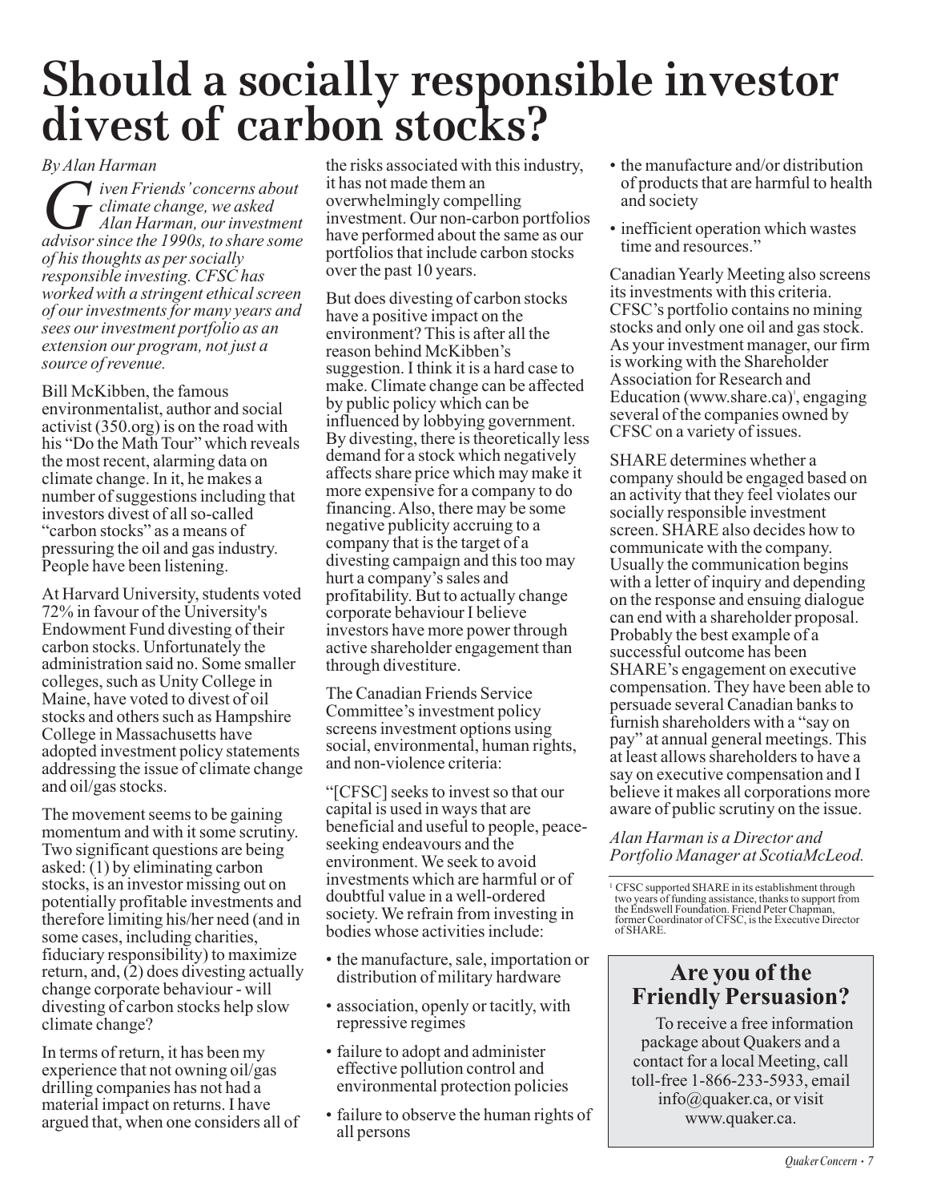# Should a socially responsible investor divest of carbon stocks?

*By Alan Harman*

*Given Friends' concerns about climate change, we asked Alan Harman, our investment advisor since the 1990s, to share some of his thoughts as per socially responsible investing. CFSC has worked with a stringent ethical screen of our investments for many years and sees our investment portfolio as an extension our program, not just a source of revenue.*

Bill McKibben, the famous environmentalist, author and social activist (350.org) is on the road with his "Do the Math Tour" which reveals the most recent, alarming data on climate change. In it, he makes a number of suggestions including that investors divest of all so-called "carbon stocks" as a means of pressuring the oil and gas industry. People have been listening.

At Harvard University, students voted 72% in favour of the University's Endowment Fund divesting of their carbon stocks. Unfortunately the administration said no. Some smaller colleges, such as Unity College in Maine, have voted to divest of oil stocks and others such as Hampshire College in Massachusetts have adopted investment policy statements addressing the issue of climate change and oil/gas stocks.

The movement seems to be gaining momentum and with it some scrutiny. Two significant questions are being asked: (1) by eliminating carbon stocks, is an investor missing out on potentially profitable investments and therefore limiting his/her need (and in some cases, including charities, fiduciary responsibility) to maximize return, and, (2) does divesting actually change corporate behaviour - will divesting of carbon stocks help slow climate change?

In terms of return, it has been my experience that not owning oil/gas drilling companies has not had a material impact on returns. I have argued that, when one considers all of the risks associated with this industry, it has not made them an overwhelmingly compelling investment. Our non-carbon portfolios have performed about the same as our portfolios that include carbon stocks over the past 10 years.

But does divesting of carbon stocks have a positive impact on the environment? This is after all the reason behind McKibben's suggestion. I think it is a hard case to make. Climate change can be affected by public policy which can be influenced by lobbying government. By divesting, there is theoretically less demand for a stock which negatively affects share price which may make it more expensive for a company to do financing. Also, there may be some negative publicity accruing to a company that is the target of a divesting campaign and this too may hurt a company's sales and profitability. But to actually change corporate behaviour I believe investors have more power through active shareholder engagement than through divestiture.

The Canadian Friends Service Committee's investment policy screens investment options using social, environmental, human rights, and non-violence criteria:

"[CFSC] seeks to invest so that our capital is used in ways that are beneficial and useful to people, peace-seeking endeavours and the environment. We seek to avoid investments which are harmful or of doubtful value in a well-ordered society. We refrain from investing in bodies whose activities include:

- the manufacture, sale, importation or distribution of military hardware
- association, openly or tacitly, with repressive regimes
- failure to adopt and administer effective pollution control and environmental protection policies
- failure to observe the human rights of all persons
- the manufacture and/or distribution of products that are harmful to health and society
- inefficient operation which wastes time and resources."

Canadian Yearly Meeting also screens its investments with this criteria. CFSC's portfolio contains no mining stocks and only one oil and gas stock. As your investment manager, our firm is working with the Shareholder Association for Research and Education (www.share.ca)[1], engaging several of the companies owned by CFSC on a variety of issues.

SHARE determines whether a company should be engaged based on an activity that they feel violates our socially responsible investment screen. SHARE also decides how to communicate with the company. Usually the communication begins with a letter of inquiry and depending on the response and ensuing dialogue can end with a shareholder proposal. Probably the best example of a successful outcome has been SHARE's engagement on executive compensation. They have been able to persuade several Canadian banks to furnish shareholders with a "say on pay" at annual general meetings. This at least allows shareholders to have a say on executive compensation and I believe it makes all corporations more aware of public scrutiny on the issue.

*Alan Harman is a Director and Portfolio Manager at ScotiaMcLeod.*

[1] CFSC supported SHARE in its establishment through two years of funding assistance, thanks to support from the Endswell Foundation. Friend Peter Chapman, former Coordinator of CFSC, is the Executive Director of SHARE.

## Are you of the Friendly Persuasion?

To receive a free information package about Quakers and a contact for a local Meeting, call toll-free 1-866-233-5933, email info@quaker.ca, or visit www.quaker.ca.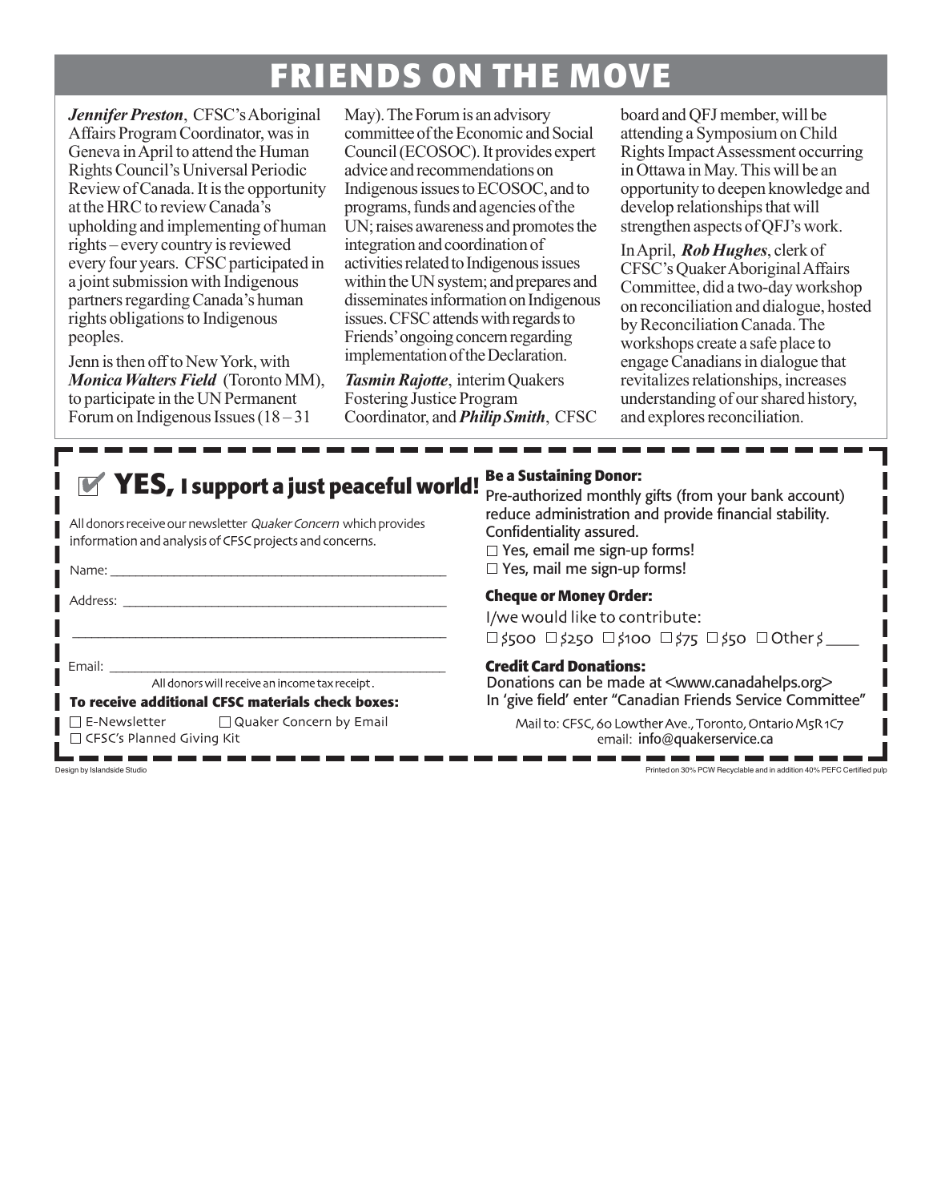# FRIENDS ON THE MOVE

***Jennifer Preston***, CFSC's Aboriginal Affairs Program Coordinator, was in Geneva in April to attend the Human Rights Council's Universal Periodic Review of Canada. It is the opportunity at the HRC to review Canada's upholding and implementing of human rights – every country is reviewed every four years. CFSC participated in a joint submission with Indigenous partners regarding Canada's human rights obligations to Indigenous peoples.

Jenn is then off to New York, with ***Monica Walters Field*** (Toronto MM), to participate in the UN Permanent Forum on Indigenous Issues (18 – 31 May). The Forum is an advisory committee of the Economic and Social Council (ECOSOC). It provides expert advice and recommendations on Indigenous issues to ECOSOC, and to programs, funds and agencies of the UN; raises awareness and promotes the integration and coordination of activities related to Indigenous issues within the UN system; and prepares and disseminates information on Indigenous issues. CFSC attends with regards to Friends' ongoing concern regarding implementation of the Declaration.

***Tasmin Rajotte***, interim Quakers Fostering Justice Program Coordinator, and ***Philip Smith***, CFSC board and QFJ member, will be attending a Symposium on Child Rights Impact Assessment occurring in Ottawa in May. This will be an opportunity to deepen knowledge and develop relationships that will strengthen aspects of QFJ's work.

In April, ***Rob Hughes***, clerk of CFSC's Quaker Aboriginal Affairs Committee, did a two-day workshop on reconciliation and dialogue, hosted by Reconciliation Canada. The workshops create a safe place to engage Canadians in dialogue that revitalizes relationships, increases understanding of our shared history, and explores reconciliation.

---

## ✔ YES, I support a just peaceful world!

All donors receive our newsletter *Quaker Concern* which provides information and analysis of CFSC projects and concerns.

Name: ______________________________

Address: ______________________________

______________________________

Email: ______________________________

All donors will receive an income tax receipt.

**To receive additional CFSC materials check boxes:**

☐ E-Newsletter ☐ Quaker Concern by Email
☐ CFSC's Planned Giving Kit

**Be a Sustaining Donor:**

Pre-authorized monthly gifts (from your bank account) reduce administration and provide financial stability. Confidentiality assured.

☐ Yes, email me sign-up forms!
☐ Yes, mail me sign-up forms!

**Cheque or Money Order:**

I/we would like to contribute:

☐ $500 ☐ $250 ☐ $100 ☐ $75 ☐ $50 ☐ Other $ ____

**Credit Card Donations:**

Donations can be made at <www.canadahelps.org>
In 'give field' enter "Canadian Friends Service Committee"

Mail to: CFSC, 60 Lowther Ave., Toronto, Ontario M5R 1C7
email: info@quakerservice.ca

Design by Islandside Studio

Printed on 30% PCW Recyclable and in addition 40% PEFC Certified pulp